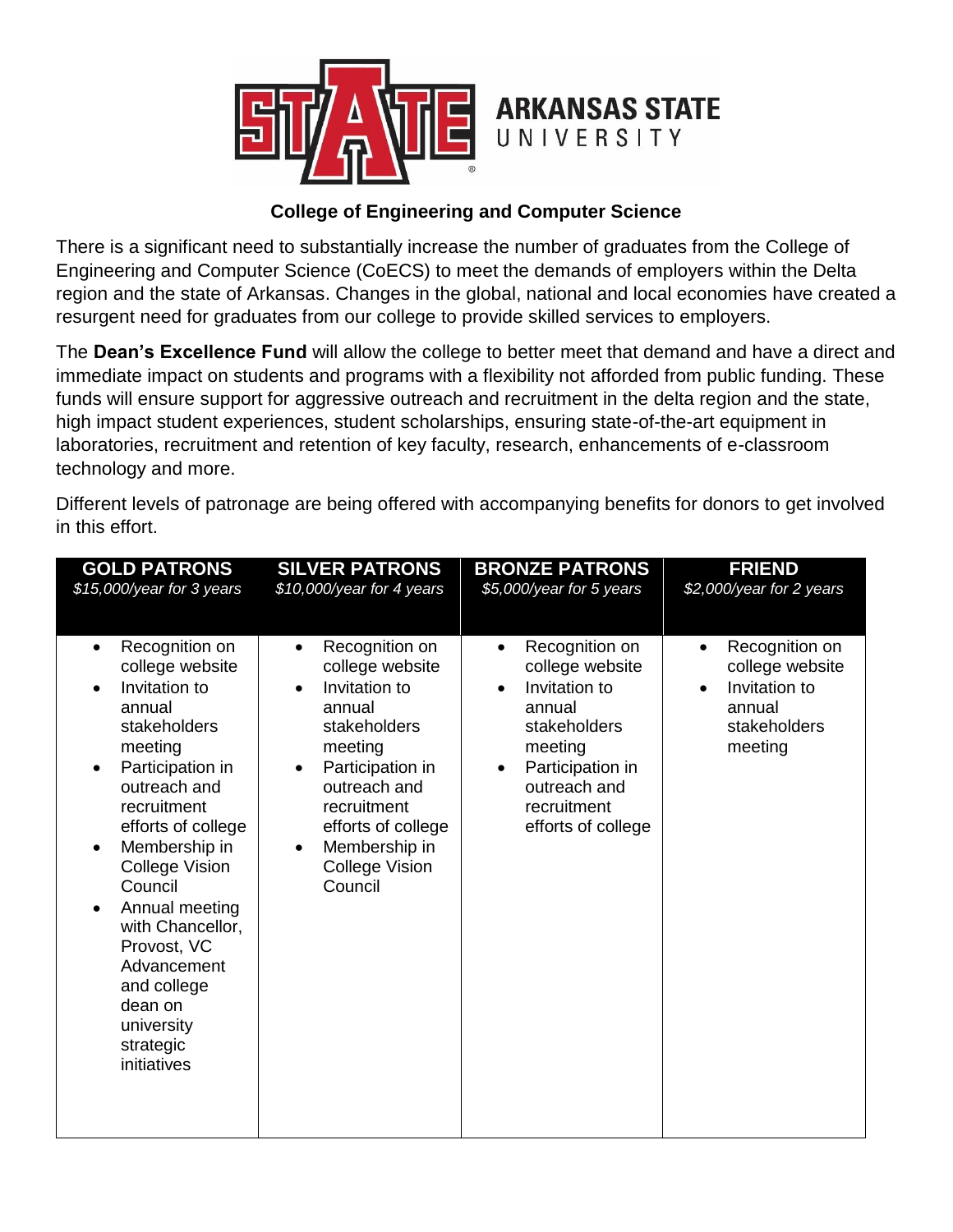ARKANSAS STATE UNIVERSITY

## College of Engineering and Computer Science

There is a significant need to substantially increase the number of graduates from the College of Engineering and Computer Science (CoECS) to meet the demands of employers within the Delta region and the state of Arkansas. Changes in the global, national and local economies have created a resurgent need for graduates from our college to provide skilled services to employers.

The **Dean's Excellence Fund** will allow the college to better meet that demand and have a direct and immediate impact on students and programs with a flexibility not afforded from public funding. These funds will ensure support for aggressive outreach and recruitment in the delta region and the state, high impact student experiences, student scholarships, ensuring state-of-the-art equipment in laboratories, recruitment and retention of key faculty, research, enhancements of e-classroom technology and more.

Different levels of patronage are being offered with accompanying benefits for donors to get involved in this effort.

| **GOLD PATRONS** *$15,000/year for 3 years* | **SILVER PATRONS** *$10,000/year for 4 years* | **BRONZE PATRONS** *$5,000/year for 5 years* | **FRIEND** *$2,000/year for 2 years* |
| --- | --- | --- | --- |
| • Recognition on college website<br>• Invitation to annual stakeholders meeting<br>• Participation in outreach and recruitment efforts of college<br>• Membership in College Vision Council<br>• Annual meeting with Chancellor, Provost, VC Advancement and college dean on university strategic initiatives | • Recognition on college website<br>• Invitation to annual stakeholders meeting<br>• Participation in outreach and recruitment efforts of college<br>• Membership in College Vision Council | • Recognition on college website<br>• Invitation to annual stakeholders meeting<br>• Participation in outreach and recruitment efforts of college | • Recognition on college website<br>• Invitation to annual stakeholders meeting |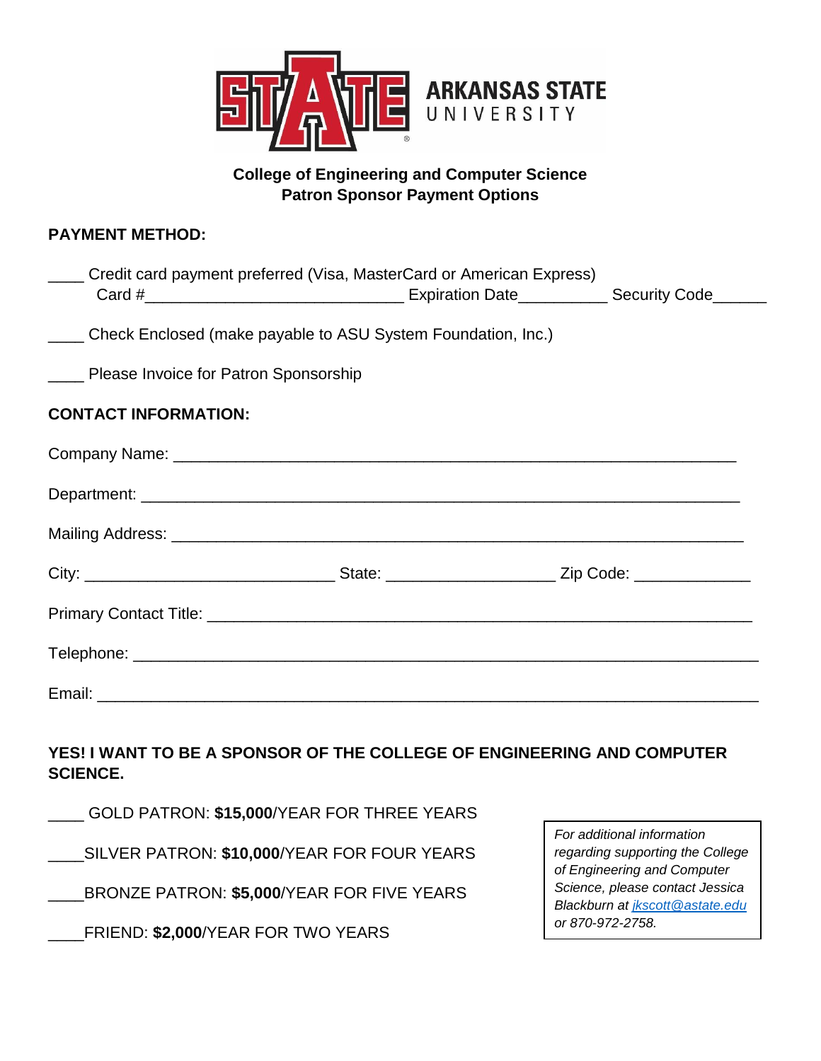ARKANSAS STATE UNIVERSITY

## College of Engineering and Computer Science
## Patron Sponsor Payment Options

**PAYMENT METHOD:**

____ Credit card payment preferred (Visa, MasterCard or American Express)
Card #____________________________ Expiration Date__________ Security Code______

____ Check Enclosed (make payable to ASU System Foundation, Inc.)

____ Please Invoice for Patron Sponsorship

**CONTACT INFORMATION:**

Company Name: ______________________________________________________________

Department: ________________________________________________________________

Mailing Address: ____________________________________________________________

City: ___________________________ State: __________________ Zip Code: ____________

Primary Contact Title: _________________________________________________________

Telephone: _________________________________________________________________

Email: _____________________________________________________________________

**YES! I WANT TO BE A SPONSOR OF THE COLLEGE OF ENGINEERING AND COMPUTER SCIENCE.**

____ GOLD PATRON: **$15,000**/YEAR FOR THREE YEARS

____SILVER PATRON: **$10,000**/YEAR FOR FOUR YEARS

____BRONZE PATRON: **$5,000**/YEAR FOR FIVE YEARS

____FRIEND: **$2,000**/YEAR FOR TWO YEARS

*For additional information regarding supporting the College of Engineering and Computer Science, please contact Jessica Blackburn at jkscott@astate.edu or 870-972-2758.*